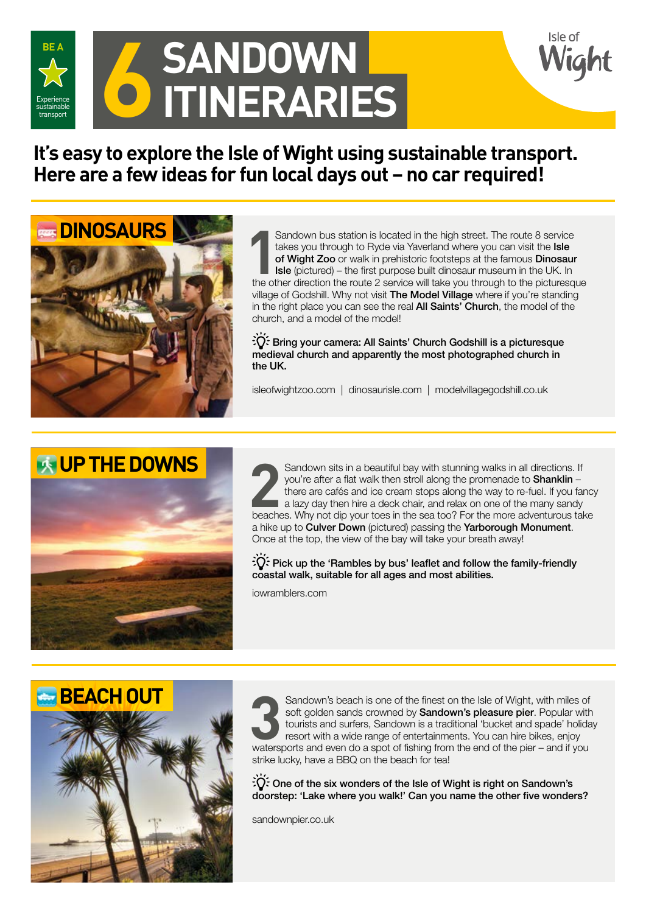BE A Experience sustainable transport

# 6 SANDOWN ITINERARIES

Isle of Wight

## It's easy to explore the Isle of Wight using sustainable transport. Here are a few ideas for fun local days out – no car required!

## DINOSAURS

**1** Sandown bus station is located in the high street. The route 8 service takes you through to Ryde via Yaverland where you can visit the **Isle of Wight Zoo** or walk in prehistoric footsteps at the famous **Dinosaur Isle** (pictured) – the first purpose built dinosaur museum in the UK. In the other direction the route 2 service will take you through to the picturesque village of Godshill. Why not visit **The Model Village** where if you're standing in the right place you can see the real **All Saints' Church**, the model of the church, and a model of the model!

**Bring your camera: All Saints' Church Godshill is a picturesque medieval church and apparently the most photographed church in the UK.**

isleofwightzoo.com | dinosaurisle.com | modelvillagegodshill.co.uk

## UP THE DOWNS

**2** Sandown sits in a beautiful bay with stunning walks in all directions. If you're after a flat walk then stroll along the promenade to **Shanklin** – there are cafés and ice cream stops along the way to re-fuel. If you fancy a lazy day then hire a deck chair, and relax on one of the many sandy beaches. Why not dip your toes in the sea too? For the more adventurous take a hike up to **Culver Down** (pictured) passing the **Yarborough Monument**. Once at the top, the view of the bay will take your breath away!

**Pick up the 'Rambles by bus' leaflet and follow the family-friendly coastal walk, suitable for all ages and most abilities.**

iowramblers.com

## BEACH OUT

**3** Sandown's beach is one of the finest on the Isle of Wight, with miles of soft golden sands crowned by **Sandown's pleasure pier**. Popular with tourists and surfers, Sandown is a traditional 'bucket and spade' holiday resort with a wide range of entertainments. You can hire bikes, enjoy watersports and even do a spot of fishing from the end of the pier – and if you strike lucky, have a BBQ on the beach for tea!

**One of the six wonders of the Isle of Wight is right on Sandown's doorstep: 'Lake where you walk!' Can you name the other five wonders?**

sandownpier.co.uk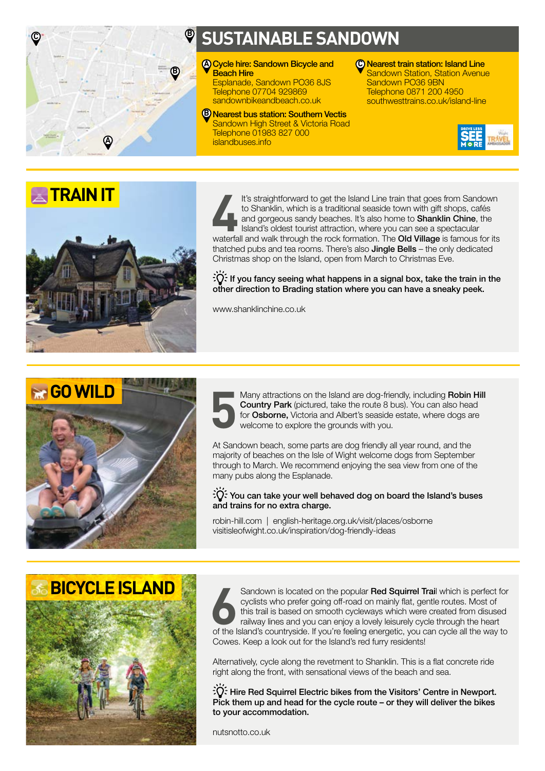# SUSTAINABLE SANDOWN

**Ⓐ Cycle hire: Sandown Bicycle and Beach Hire**
Esplanade, Sandown PO36 8JS
Telephone 07704 929869
sandownbikeandbeach.co.uk

**Ⓑ Nearest bus station: Southern Vectis**
Sandown High Street & Victoria Road
Telephone 01983 827 000
islandbuses.info

**Ⓒ Nearest train station: Island Line**
Sandown Station, Station Avenue
Sandown PO36 9BN
Telephone 0871 200 4950
southwesttrains.co.uk/island-line

DRIVE LESS SEE MORE | TRAVEL AMBASSADOR

## TRAIN IT

**4** It's straightforward to get the Island Line train that goes from Sandown to Shanklin, which is a traditional seaside town with gift shops, cafés and gorgeous sandy beaches. It's also home to **Shanklin Chine**, the Island's oldest tourist attraction, where you can see a spectacular waterfall and walk through the rock formation. The **Old Village** is famous for its thatched pubs and tea rooms. There's also **Jingle Bells** – the only dedicated Christmas shop on the Island, open from March to Christmas Eve.

**If you fancy seeing what happens in a signal box, take the train in the other direction to Brading station where you can have a sneaky peek.**

www.shanklinchine.co.uk

## GO WILD

**5** Many attractions on the Island are dog-friendly, including **Robin Hill Country Park** (pictured, take the route 8 bus). You can also head for **Osborne,** Victoria and Albert's seaside estate, where dogs are welcome to explore the grounds with you.

At Sandown beach, some parts are dog friendly all year round, and the majority of beaches on the Isle of Wight welcome dogs from September through to March. We recommend enjoying the sea view from one of the many pubs along the Esplanade.

**You can take your well behaved dog on board the Island's buses and trains for no extra charge.**

robin-hill.com | english-heritage.org.uk/visit/places/osborne
visitisleofwight.co.uk/inspiration/dog-friendly-ideas

## BICYCLE ISLAND

**6** Sandown is located on the popular **Red Squirrel Trail** which is perfect for cyclists who prefer going off-road on mainly flat, gentle routes. Most of this trail is based on smooth cycleways which were created from disused railway lines and you can enjoy a lovely leisurely cycle through the heart of the Island's countryside. If you're feeling energetic, you can cycle all the way to Cowes. Keep a look out for the Island's red furry residents!

Alternatively, cycle along the revetment to Shanklin. This is a flat concrete ride right along the front, with sensational views of the beach and sea.

**Hire Red Squirrel Electric bikes from the Visitors' Centre in Newport. Pick them up and head for the cycle route – or they will deliver the bikes to your accommodation.**

nutsnotto.co.uk